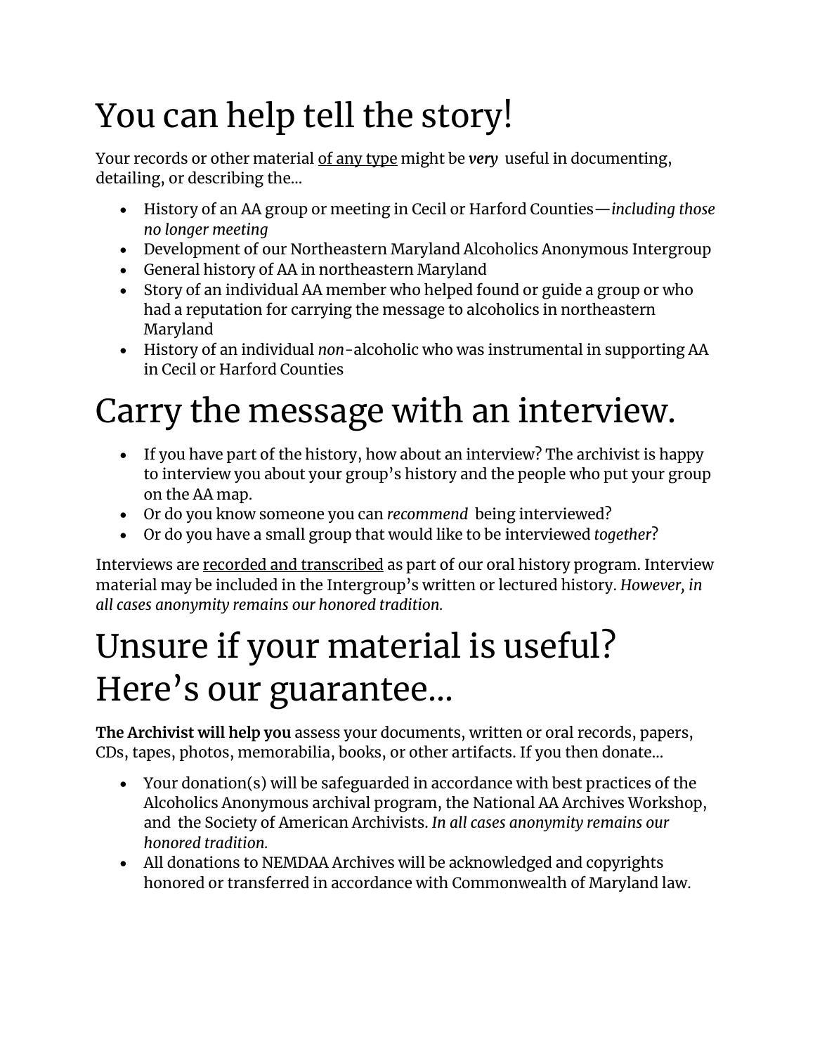# You can help tell the story!

Your records or other material <u>of any type</u> might be ***very*** useful in documenting, detailing, or describing the...

- History of an AA group or meeting in Cecil or Harford Counties—*including those no longer meeting*
- Development of our Northeastern Maryland Alcoholics Anonymous Intergroup
- General history of AA in northeastern Maryland
- Story of an individual AA member who helped found or guide a group or who had a reputation for carrying the message to alcoholics in northeastern Maryland
- History of an individual *non*-alcoholic who was instrumental in supporting AA in Cecil or Harford Counties

# Carry the message with an interview.

- If you have part of the history, how about an interview? The archivist is happy to interview you about your group's history and the people who put your group on the AA map.
- Or do you know someone you can *recommend* being interviewed?
- Or do you have a small group that would like to be interviewed *together*?

Interviews are <u>recorded and transcribed</u> as part of our oral history program. Interview material may be included in the Intergroup's written or lectured history. *However, in all cases anonymity remains our honored tradition.*

# Unsure if your material is useful? Here's our guarantee...

**The Archivist will help you** assess your documents, written or oral records, papers, CDs, tapes, photos, memorabilia, books, or other artifacts. If you then donate...

- Your donation(s) will be safeguarded in accordance with best practices of the Alcoholics Anonymous archival program, the National AA Archives Workshop, and the Society of American Archivists. *In all cases anonymity remains our honored tradition.*
- All donations to NEMDAA Archives will be acknowledged and copyrights honored or transferred in accordance with Commonwealth of Maryland law.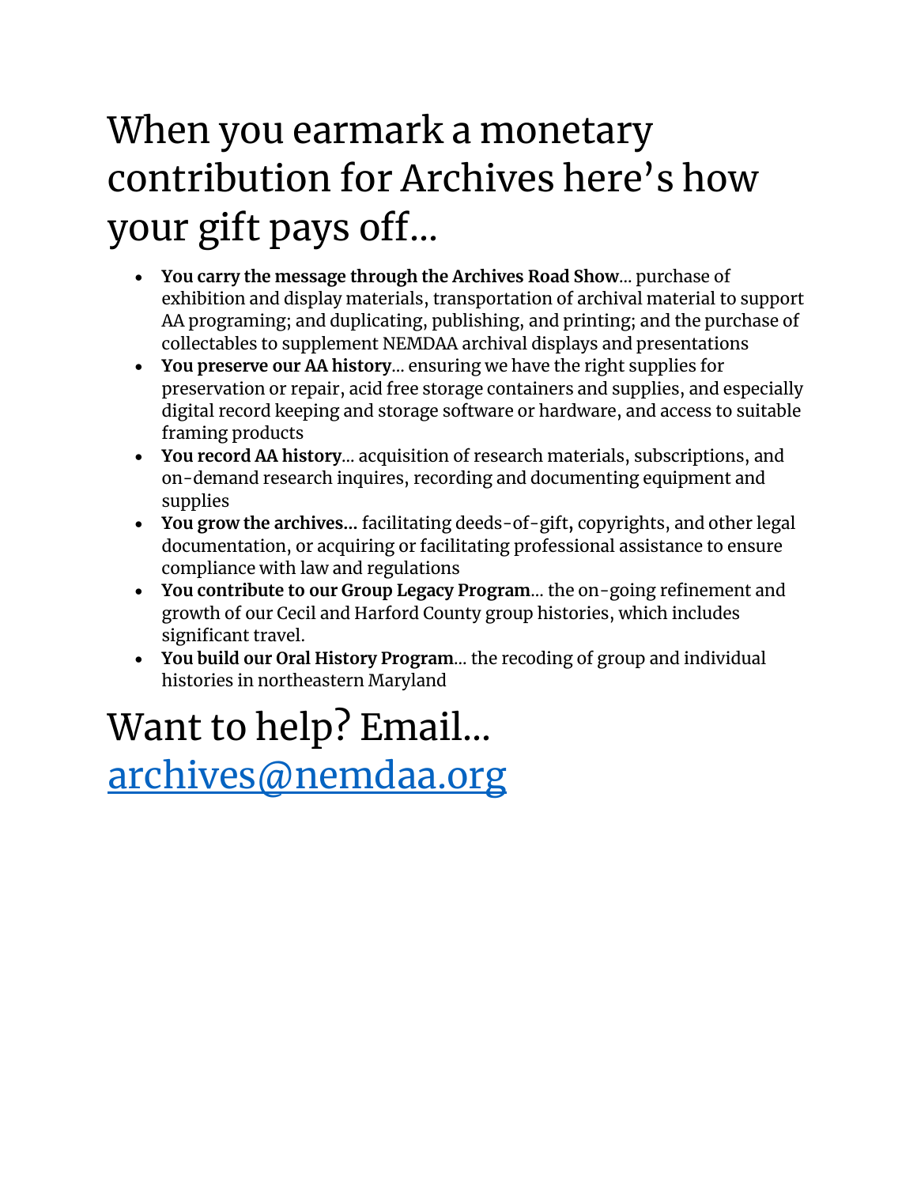# When you earmark a monetary contribution for Archives here's how your gift pays off…

- **You carry the message through the Archives Road Show**… purchase of exhibition and display materials, transportation of archival material to support AA programing; and duplicating, publishing, and printing; and the purchase of collectables to supplement NEMDAA archival displays and presentations
- **You preserve our AA history**… ensuring we have the right supplies for preservation or repair, acid free storage containers and supplies, and especially digital record keeping and storage software or hardware, and access to suitable framing products
- **You record AA history**… acquisition of research materials, subscriptions, and on-demand research inquires, recording and documenting equipment and supplies
- **You grow the archives…** facilitating deeds-of-gift, copyrights, and other legal documentation, or acquiring or facilitating professional assistance to ensure compliance with law and regulations
- **You contribute to our Group Legacy Program**… the on-going refinement and growth of our Cecil and Harford County group histories, which includes significant travel.
- **You build our Oral History Program**… the recoding of group and individual histories in northeastern Maryland

# Want to help? Email… [archives@nemdaa.org](mailto:archives@nemdaa.org)